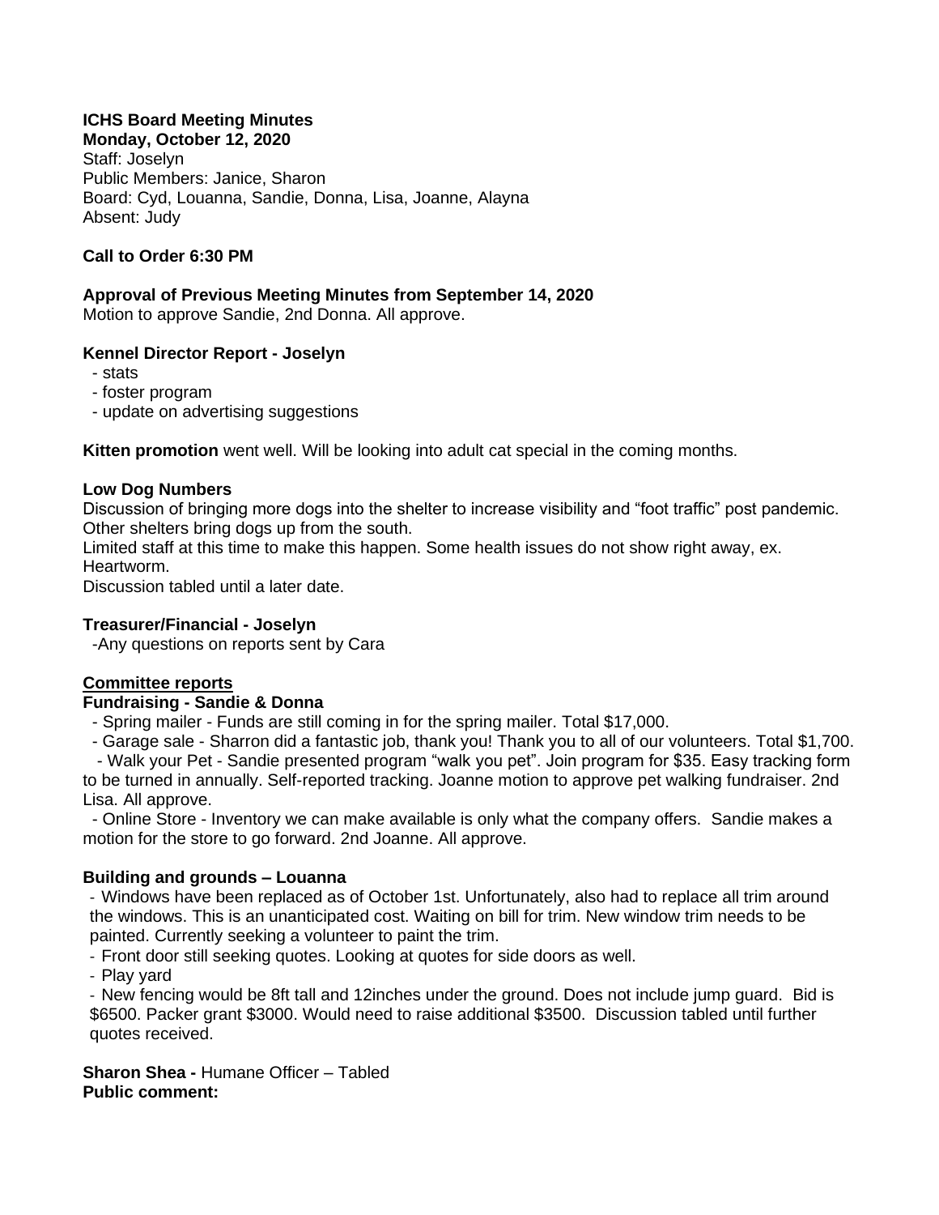**ICHS Board Meeting Minutes**
**Monday, October 12, 2020**
Staff: Joselyn
Public Members: Janice, Sharon
Board: Cyd, Louanna, Sandie, Donna, Lisa, Joanne, Alayna
Absent: Judy

**Call to Order 6:30 PM**

**Approval of Previous Meeting Minutes from September 14, 2020**
Motion to approve Sandie, 2nd Donna. All approve.

**Kennel Director Report - Joselyn**
- stats
- foster program
- update on advertising suggestions

**Kitten promotion** went well. Will be looking into adult cat special in the coming months.

**Low Dog Numbers**
Discussion of bringing more dogs into the shelter to increase visibility and "foot traffic" post pandemic. Other shelters bring dogs up from the south.
Limited staff at this time to make this happen. Some health issues do not show right away, ex. Heartworm.
Discussion tabled until a later date.

**Treasurer/Financial - Joselyn**
-Any questions on reports sent by Cara

**Committee reports**
**Fundraising - Sandie & Donna**
- Spring mailer - Funds are still coming in for the spring mailer. Total $17,000.
- Garage sale - Sharron did a fantastic job, thank you! Thank you to all of our volunteers. Total $1,700.
- Walk your Pet - Sandie presented program "walk you pet". Join program for $35. Easy tracking form to be turned in annually. Self-reported tracking. Joanne motion to approve pet walking fundraiser. 2nd Lisa. All approve.
- Online Store - Inventory we can make available is only what the company offers. Sandie makes a motion for the store to go forward. 2nd Joanne. All approve.

**Building and grounds – Louanna**
- Windows have been replaced as of October 1st. Unfortunately, also had to replace all trim around the windows. This is an unanticipated cost. Waiting on bill for trim. New window trim needs to be painted. Currently seeking a volunteer to paint the trim.
- Front door still seeking quotes. Looking at quotes for side doors as well.
- Play yard
- New fencing would be 8ft tall and 12inches under the ground. Does not include jump guard. Bid is $6500. Packer grant $3000. Would need to raise additional $3500. Discussion tabled until further quotes received.

**Sharon Shea -** Humane Officer – Tabled
**Public comment:**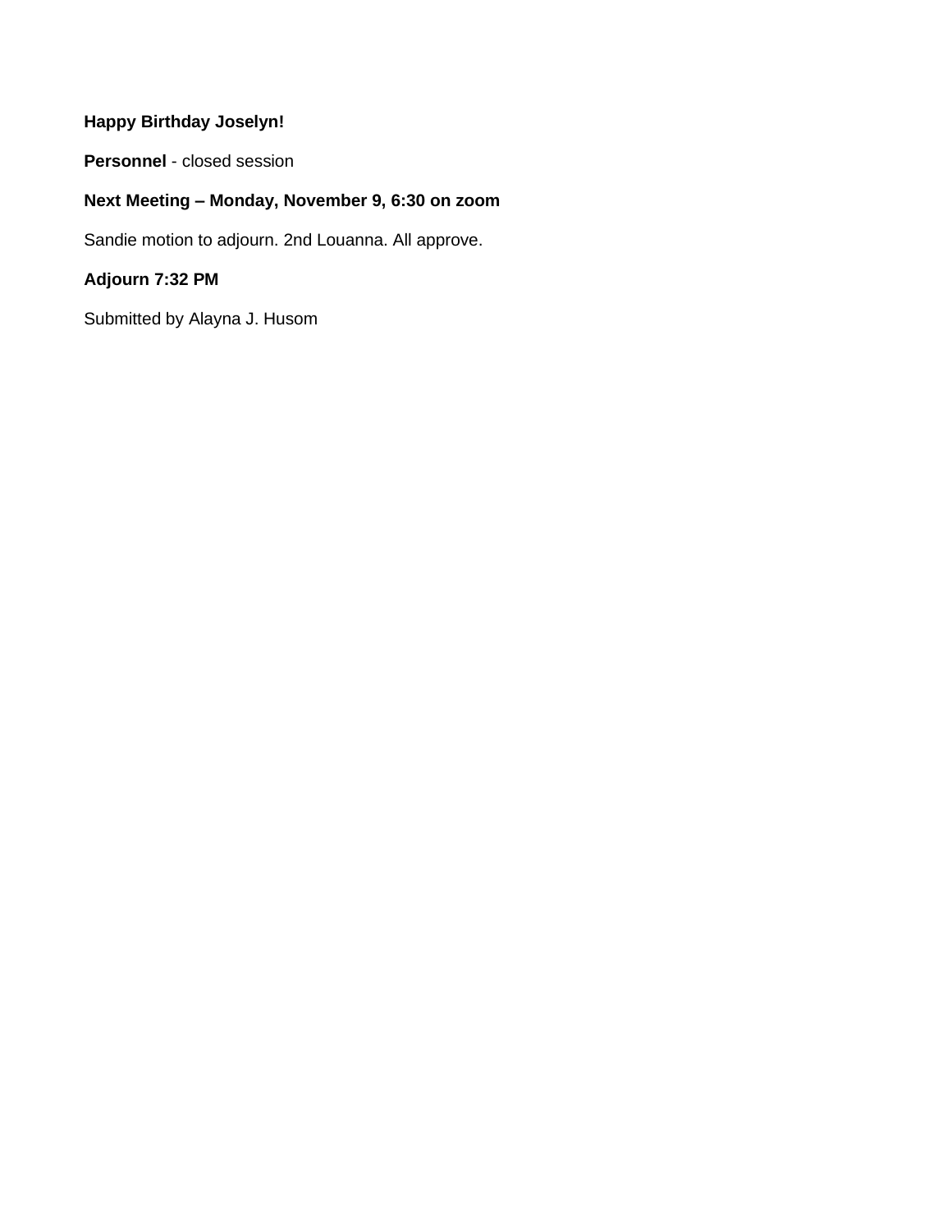**Happy Birthday Joselyn!**

**Personnel** - closed session

**Next Meeting – Monday, November 9, 6:30 on zoom**

Sandie motion to adjourn. 2nd Louanna. All approve.

**Adjourn 7:32 PM**

Submitted by Alayna J. Husom